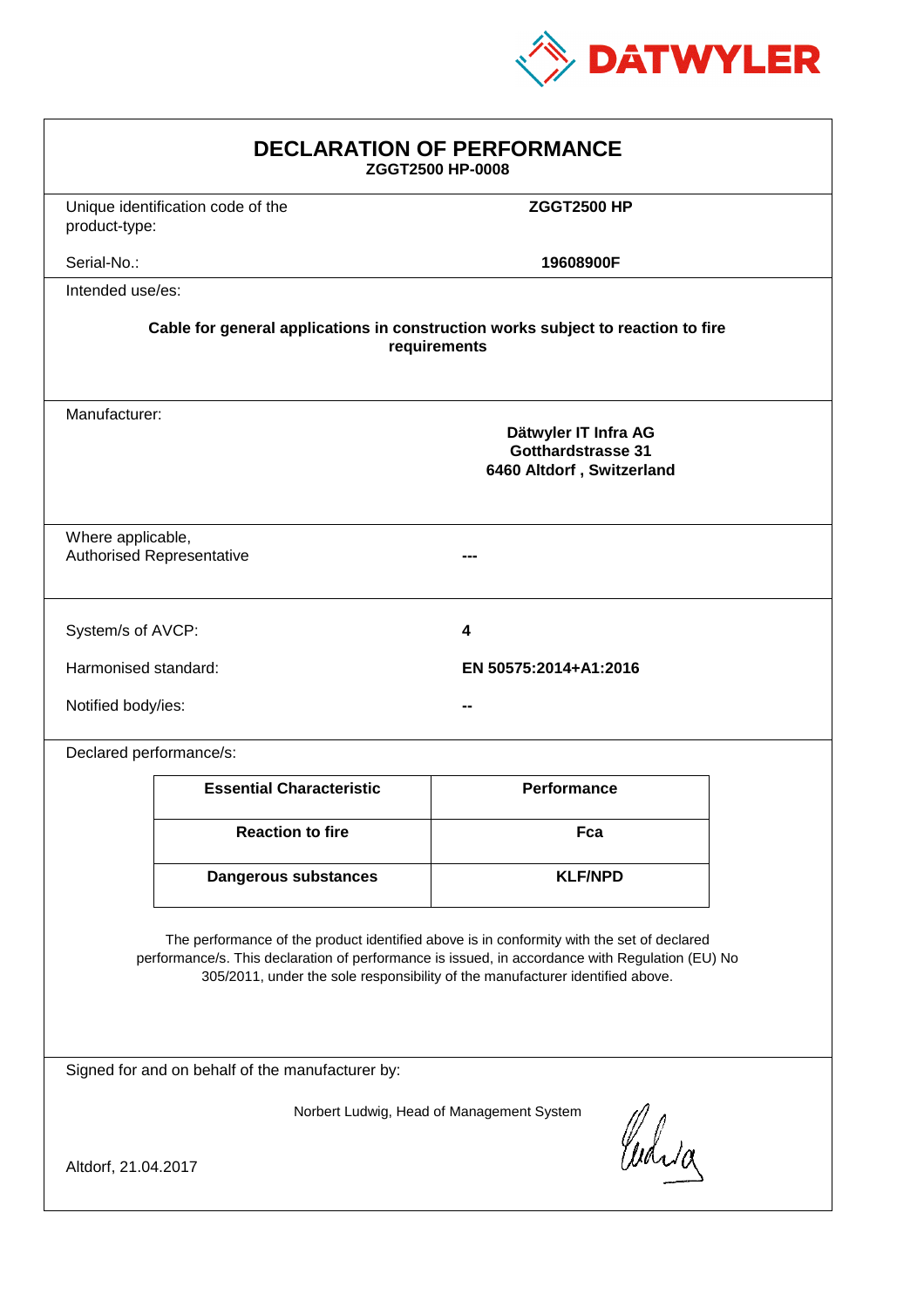DATWYLER

# DECLARATION OF PERFORMANCE

**ZGGT2500 HP-0008**

Unique identification code of the product-type: **ZGGT2500 HP**

Serial-No.: **19608900F**

Intended use/es:

**Cable for general applications in construction works subject to reaction to fire requirements**

Manufacturer:

**Dätwyler IT Infra AG**
**Gotthardstrasse 31**
**6460 Altdorf , Switzerland**

Where applicable,
Authorised Representative: **---**

System/s of AVCP: **4**

Harmonised standard: **EN 50575:2014+A1:2016**

Notified body/ies: **--**

Declared performance/s:

| Essential Characteristic | Performance |
|---|---|
| **Reaction to fire** | **Fca** |
| **Dangerous substances** | **KLF/NPD** |

The performance of the product identified above is in conformity with the set of declared performance/s. This declaration of performance is issued, in accordance with Regulation (EU) No 305/2011, under the sole responsibility of the manufacturer identified above.

Signed for and on behalf of the manufacturer by:

Norbert Ludwig, Head of Management System

Altdorf, 21.04.2017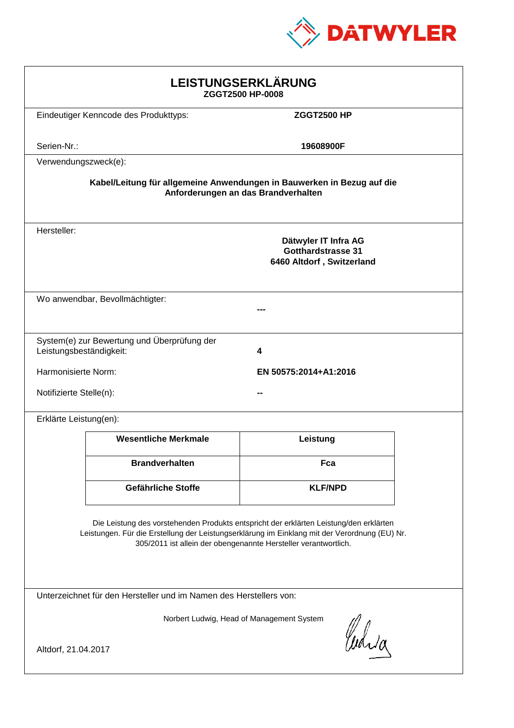DATWYLER

# LEISTUNGSERKLÄRUNG

**ZGGT2500 HP-0008**

Eindeutiger Kenncode des Produkttyps: **ZGGT2500 HP**

Serien-Nr.: **19608900F**

Verwendungszweck(e):

**Kabel/Leitung für allgemeine Anwendungen in Bauwerken in Bezug auf die Anforderungen an das Brandverhalten**

Hersteller:

**Dätwyler IT Infra AG**
**Gotthardstrasse 31**
**6460 Altdorf , Switzerland**

Wo anwendbar, Bevollmächtigter: **---**

System(e) zur Bewertung und Überprüfung der Leistungsbeständigkeit: **4**

Harmonisierte Norm: **EN 50575:2014+A1:2016**

Notifizierte Stelle(n): **--**

Erklärte Leistung(en):

| Wesentliche Merkmale | Leistung |
|---|---|
| **Brandverhalten** | **Fca** |
| **Gefährliche Stoffe** | **KLF/NPD** |

Die Leistung des vorstehenden Produkts entspricht der erklärten Leistung/den erklärten Leistungen. Für die Erstellung der Leistungserklärung im Einklang mit der Verordnung (EU) Nr. 305/2011 ist allein der obengenannte Hersteller verantwortlich.

Unterzeichnet für den Hersteller und im Namen des Herstellers von:

Norbert Ludwig, Head of Management System

Altdorf, 21.04.2017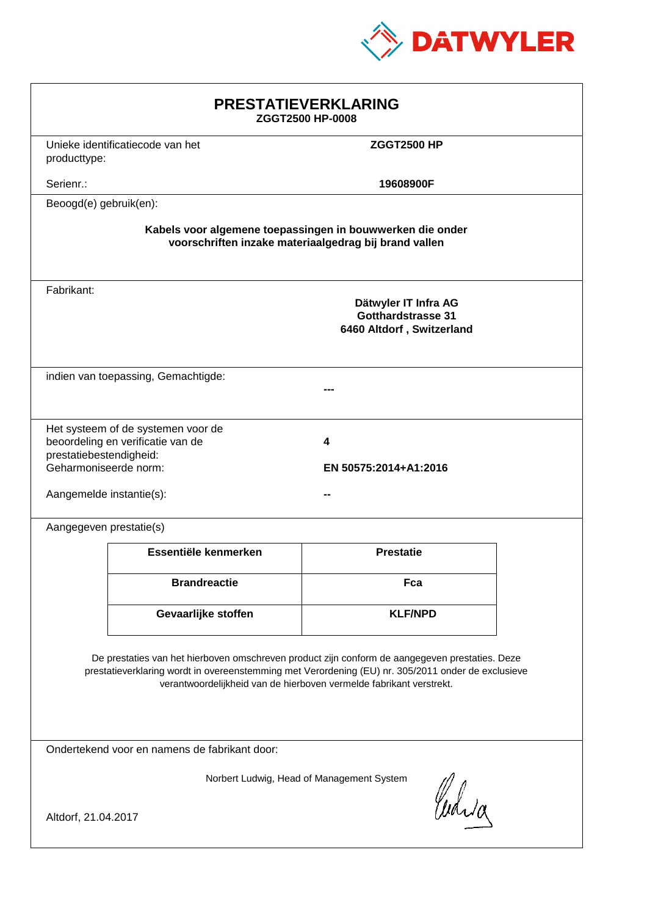DATWYLER

# PRESTATIEVERKLARING

**ZGGT2500 HP-0008**

Unieke identificatiecode van het producttype: **ZGGT2500 HP**

Serienr.: **19608900F**

Beoogd(e) gebruik(en):

**Kabels voor algemene toepassingen in bouwwerken die onder voorschriften inzake materiaalgedrag bij brand vallen**

Fabrikant:

**Dätwyler IT Infra AG**
**Gotthardstrasse 31**
**6460 Altdorf , Switzerland**

indien van toepassing, Gemachtigde: **---**

Het systeem of de systemen voor de beoordeling en verificatie van de prestatiebestendigheid: **4**

Geharmoniseerde norm: **EN 50575:2014+A1:2016**

Aangemelde instantie(s): **--**

Aangegeven prestatie(s)

| Essentiële kenmerken | Prestatie |
|---|---|
| **Brandreactie** | **Fca** |
| **Gevaarlijke stoffen** | **KLF/NPD** |

De prestaties van het hierboven omschreven product zijn conform de aangegeven prestaties. Deze prestatieverklaring wordt in overeenstemming met Verordening (EU) nr. 305/2011 onder de exclusieve verantwoordelijkheid van de hierboven vermelde fabrikant verstrekt.

Ondertekend voor en namens de fabrikant door:

Norbert Ludwig, Head of Management System

Altdorf, 21.04.2017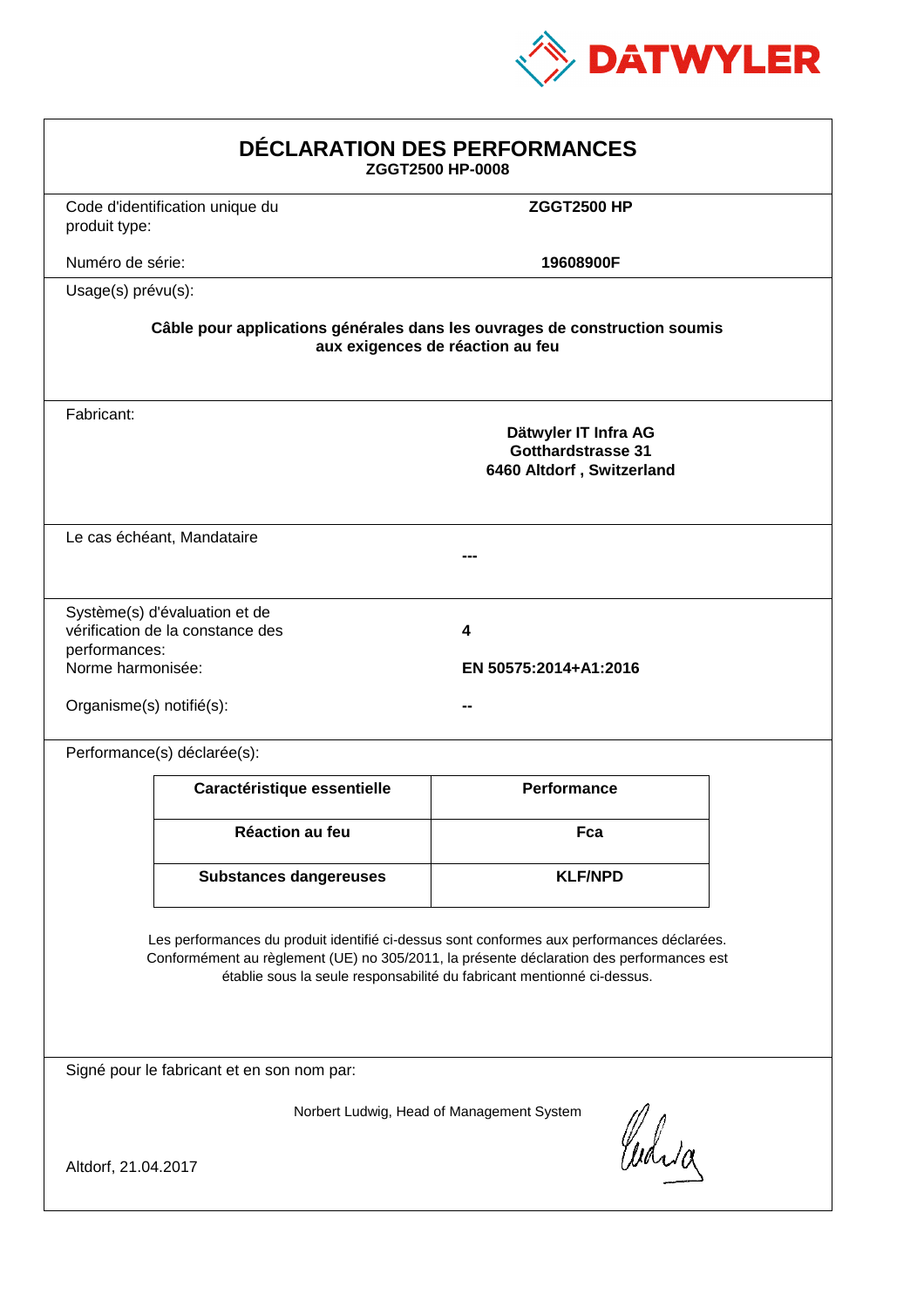# DÉCLARATION DES PERFORMANCES

**ZGGT2500 HP-0008**

Code d'identification unique du produit type: **ZGGT2500 HP**

Numéro de série: **19608900F**

Usage(s) prévu(s):

**Câble pour applications générales dans les ouvrages de construction soumis aux exigences de réaction au feu**

Fabricant:

**Dätwyler IT Infra AG**
**Gotthardstrasse 31**
**6460 Altdorf , Switzerland**

Le cas échéant, Mandataire

**---**

Système(s) d'évaluation et de vérification de la constance des performances: **4**

Norme harmonisée: **EN 50575:2014+A1:2016**

Organisme(s) notifié(s): **--**

Performance(s) déclarée(s):

| Caractéristique essentielle | Performance |
|---|---|
| Réaction au feu | Fca |
| Substances dangereuses | KLF/NPD |

Les performances du produit identifié ci-dessus sont conformes aux performances déclarées. Conformément au règlement (UE) no 305/2011, la présente déclaration des performances est établie sous la seule responsabilité du fabricant mentionné ci-dessus.

Signé pour le fabricant et en son nom par:

Norbert Ludwig, Head of Management System

Altdorf, 21.04.2017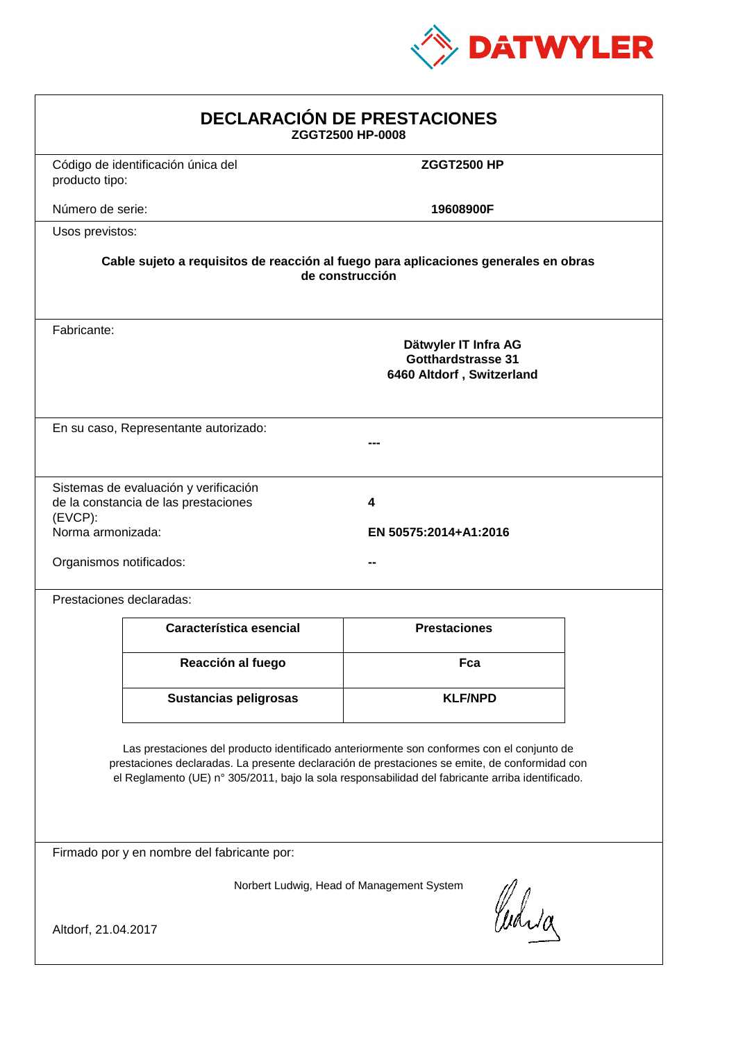DATWYLER

# DECLARACIÓN DE PRESTACIONES

**ZGGT2500 HP-0008**

Código de identificación única del producto tipo: **ZGGT2500 HP**

Número de serie: **19608900F**

Usos previstos:

**Cable sujeto a requisitos de reacción al fuego para aplicaciones generales en obras de construcción**

Fabricante:

**Dätwyler IT Infra AG**
**Gotthardstrasse 31**
**6460 Altdorf , Switzerland**

En su caso, Representante autorizado: **---**

Sistemas de evaluación y verificación de la constancia de las prestaciones (EVCP): **4**

Norma armonizada: **EN 50575:2014+A1:2016**

Organismos notificados: **--**

Prestaciones declaradas:

| Característica esencial | Prestaciones |
|---|---|
| **Reacción al fuego** | **Fca** |
| **Sustancias peligrosas** | **KLF/NPD** |

Las prestaciones del producto identificado anteriormente son conformes con el conjunto de prestaciones declaradas. La presente declaración de prestaciones se emite, de conformidad con el Reglamento (UE) n° 305/2011, bajo la sola responsabilidad del fabricante arriba identificado.

Firmado por y en nombre del fabricante por:

Norbert Ludwig, Head of Management System

Altdorf, 21.04.2017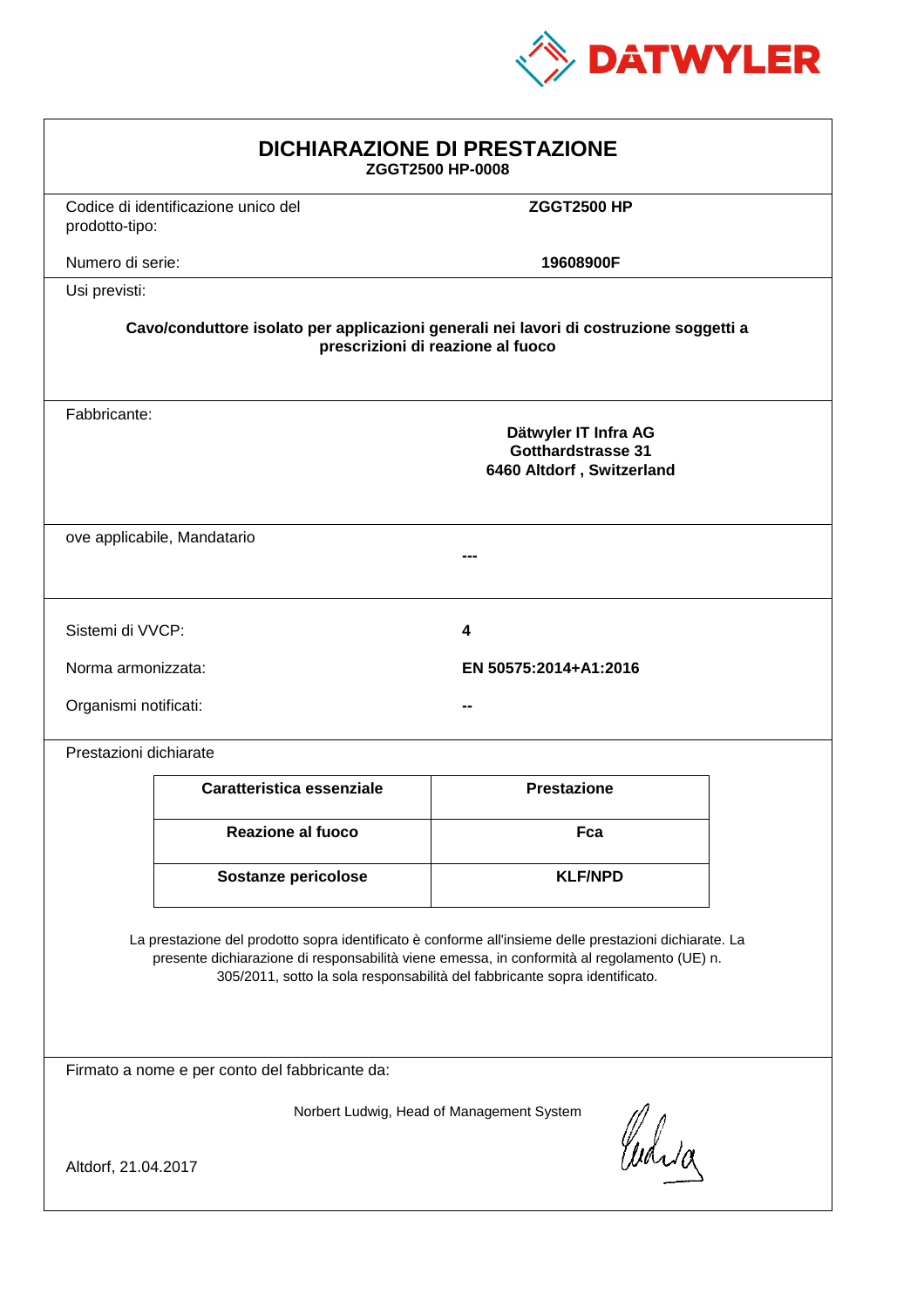DATWYLER

# DICHIARAZIONE DI PRESTAZIONE

**ZGGT2500 HP-0008**

Codice di identificazione unico del prodotto-tipo: **ZGGT2500 HP**

Numero di serie: **19608900F**

Usi previsti:

**Cavo/conduttore isolato per applicazioni generali nei lavori di costruzione soggetti a prescrizioni di reazione al fuoco**

Fabbricante:

**Dätwyler IT Infra AG**
**Gotthardstrasse 31**
**6460 Altdorf , Switzerland**

ove applicabile, Mandatario

**---**

Sistemi di VVCP: **4**

Norma armonizzata: **EN 50575:2014+A1:2016**

Organismi notificati: **--**

Prestazioni dichiarate

| Caratteristica essenziale | Prestazione |
| --- | --- |
| **Reazione al fuoco** | **Fca** |
| **Sostanze pericolose** | **KLF/NPD** |

La prestazione del prodotto sopra identificato è conforme all'insieme delle prestazioni dichiarate. La presente dichiarazione di responsabilità viene emessa, in conformità al regolamento (UE) n. 305/2011, sotto la sola responsabilità del fabbricante sopra identificato.

Firmato a nome e per conto del fabbricante da:

Norbert Ludwig, Head of Management System

Altdorf, 21.04.2017